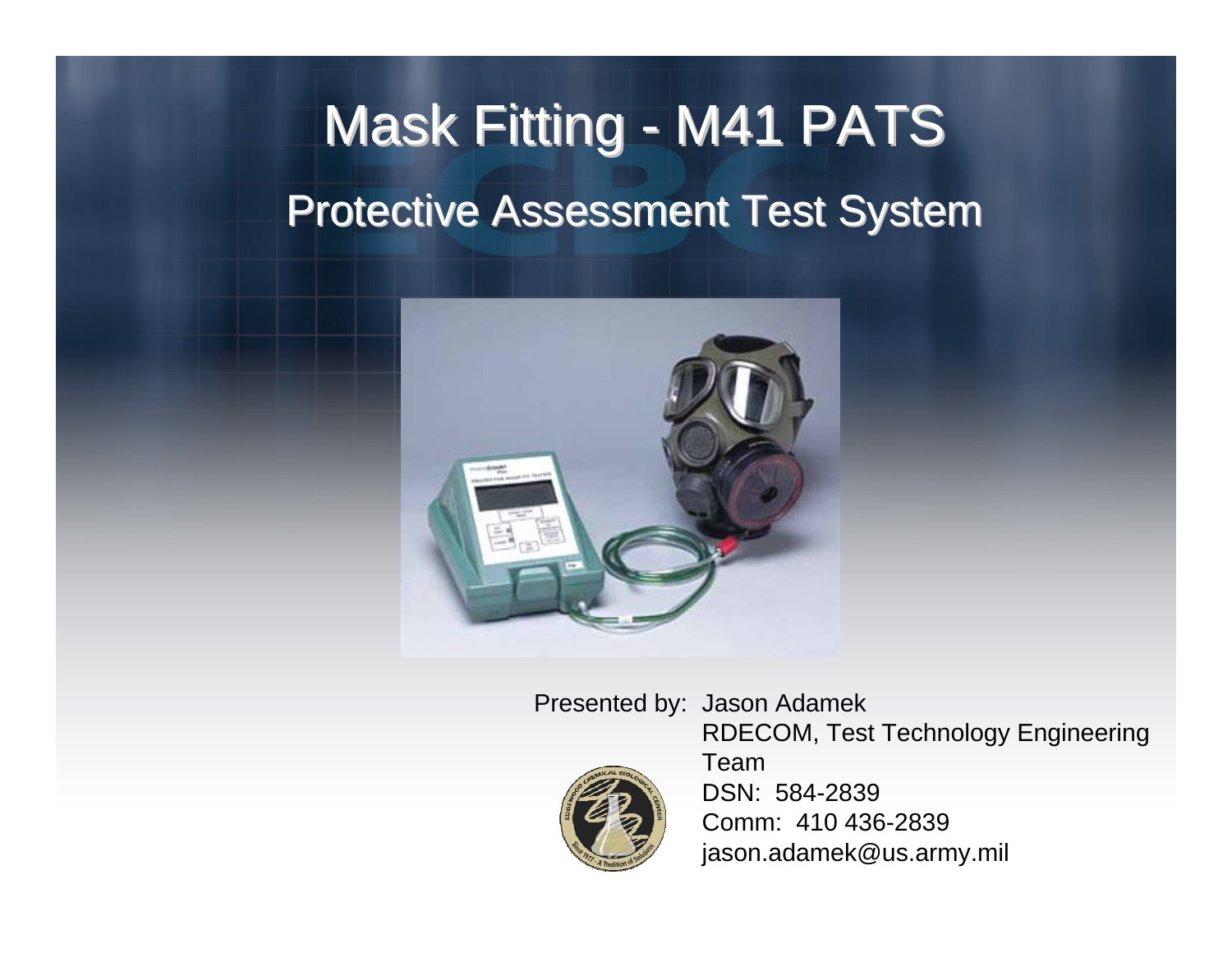# Mask Fitting - M41 PATS

## Protective Assessment Test System

Presented by: Jason Adamek
RDECOM, Test Technology Engineering Team
DSN: 584-2839
Comm: 410 436-2839
jason.adamek@us.army.mil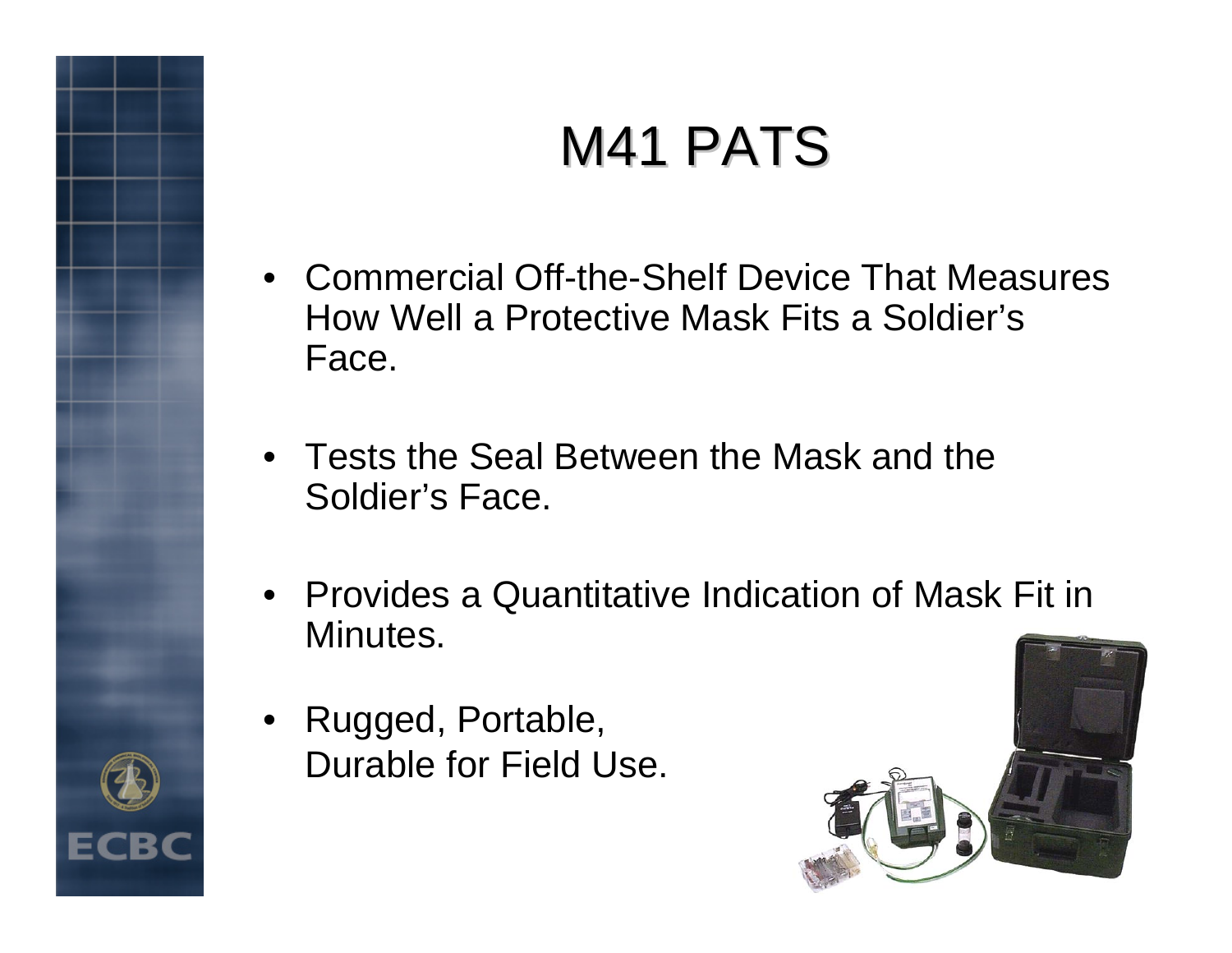# M41 PATS

- Commercial Off-the-Shelf Device That Measures How Well a Protective Mask Fits a Soldier's Face.
- Tests the Seal Between the Mask and the Soldier's Face.
- Provides a Quantitative Indication of Mask Fit in Minutes.
- Rugged, Portable, Durable for Field Use.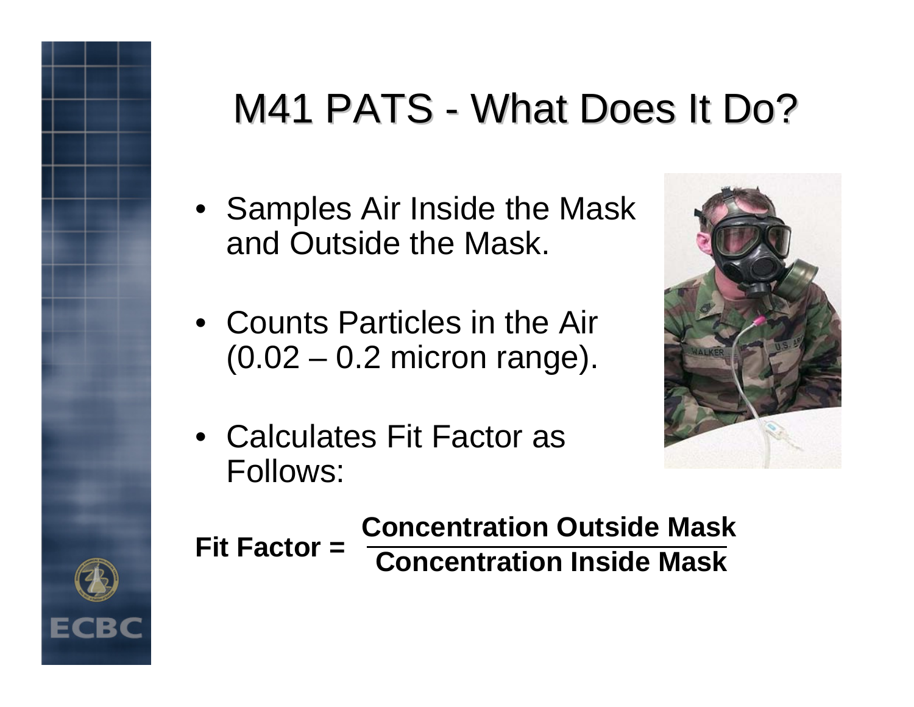# M41 PATS - What Does It Do?

- Samples Air Inside the Mask and Outside the Mask.
- Counts Particles in the Air (0.02 – 0.2 micron range).
- Calculates Fit Factor as Follows:

$$\textbf{Fit Factor} = \frac{\textbf{Concentration Outside Mask}}{\textbf{Concentration Inside Mask}}$$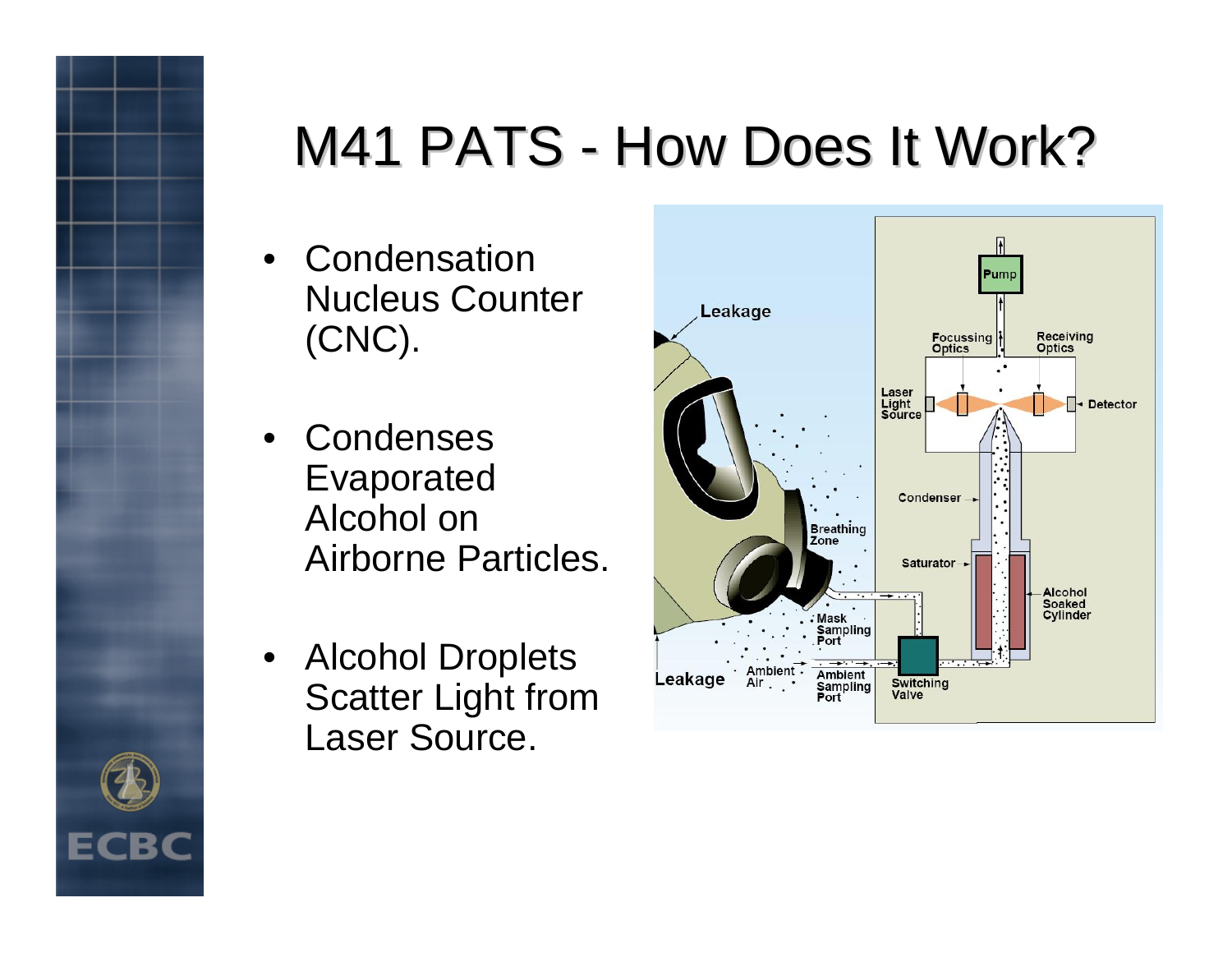# M41 PATS - How Does It Work?

- Condensation Nucleus Counter (CNC).
- Condenses Evaporated Alcohol on Airborne Particles.
- Alcohol Droplets Scatter Light from Laser Source.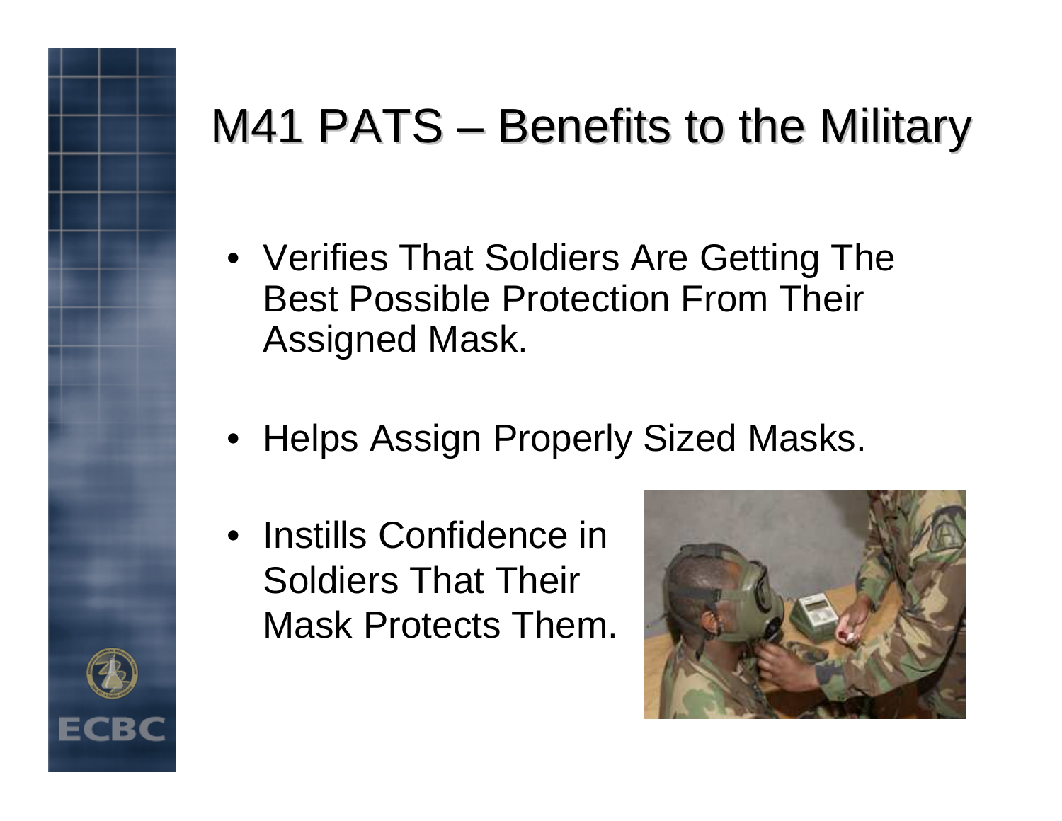# M41 PATS – Benefits to the Military

- Verifies That Soldiers Are Getting The Best Possible Protection From Their Assigned Mask.
- Helps Assign Properly Sized Masks.
- Instills Confidence in Soldiers That Their Mask Protects Them.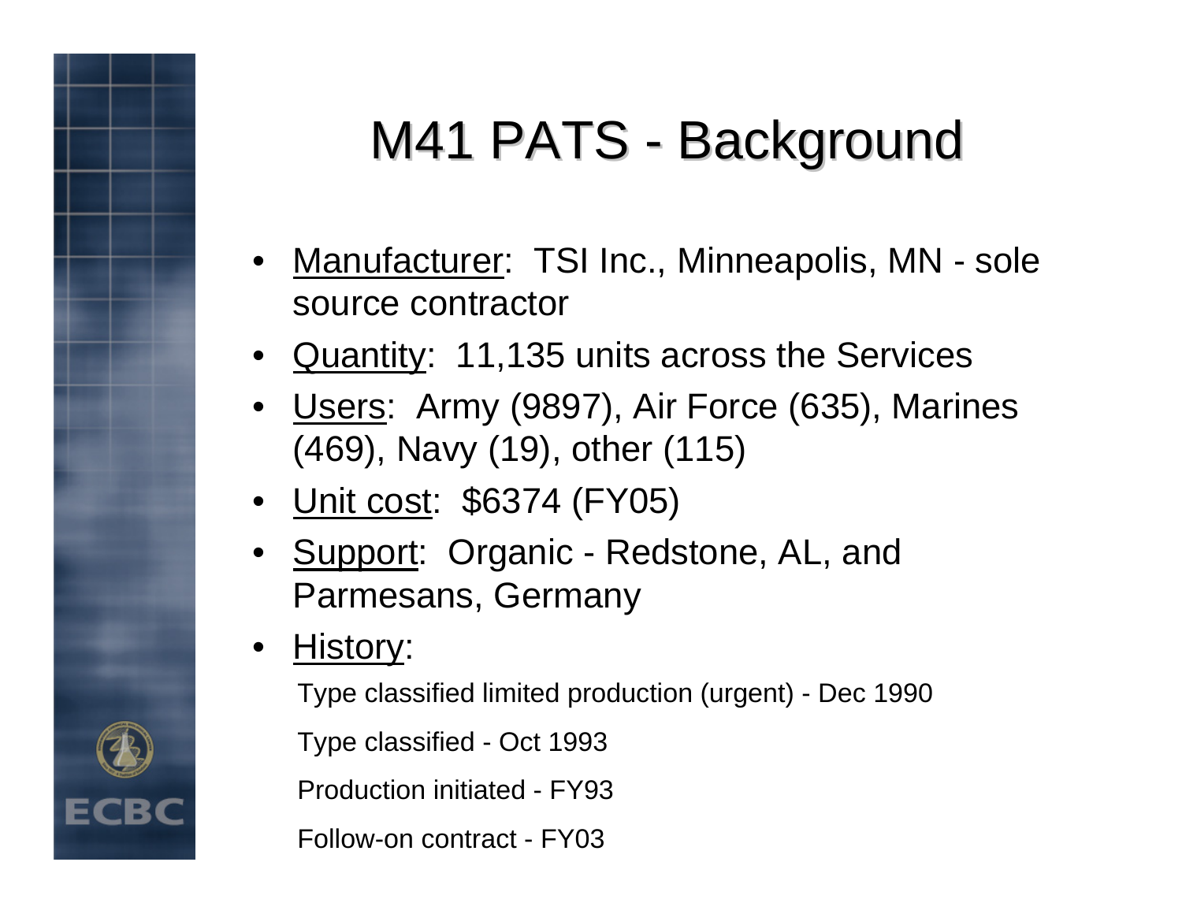# M41 PATS - Background

- Manufacturer: TSI Inc., Minneapolis, MN - sole source contractor
- Quantity: 11,135 units across the Services
- Users: Army (9897), Air Force (635), Marines (469), Navy (19), other (115)
- Unit cost: $6374 (FY05)
- Support: Organic - Redstone, AL, and Parmesans, Germany
- History:

  Type classified limited production (urgent) - Dec 1990

  Type classified - Oct 1993

  Production initiated - FY93

  Follow-on contract - FY03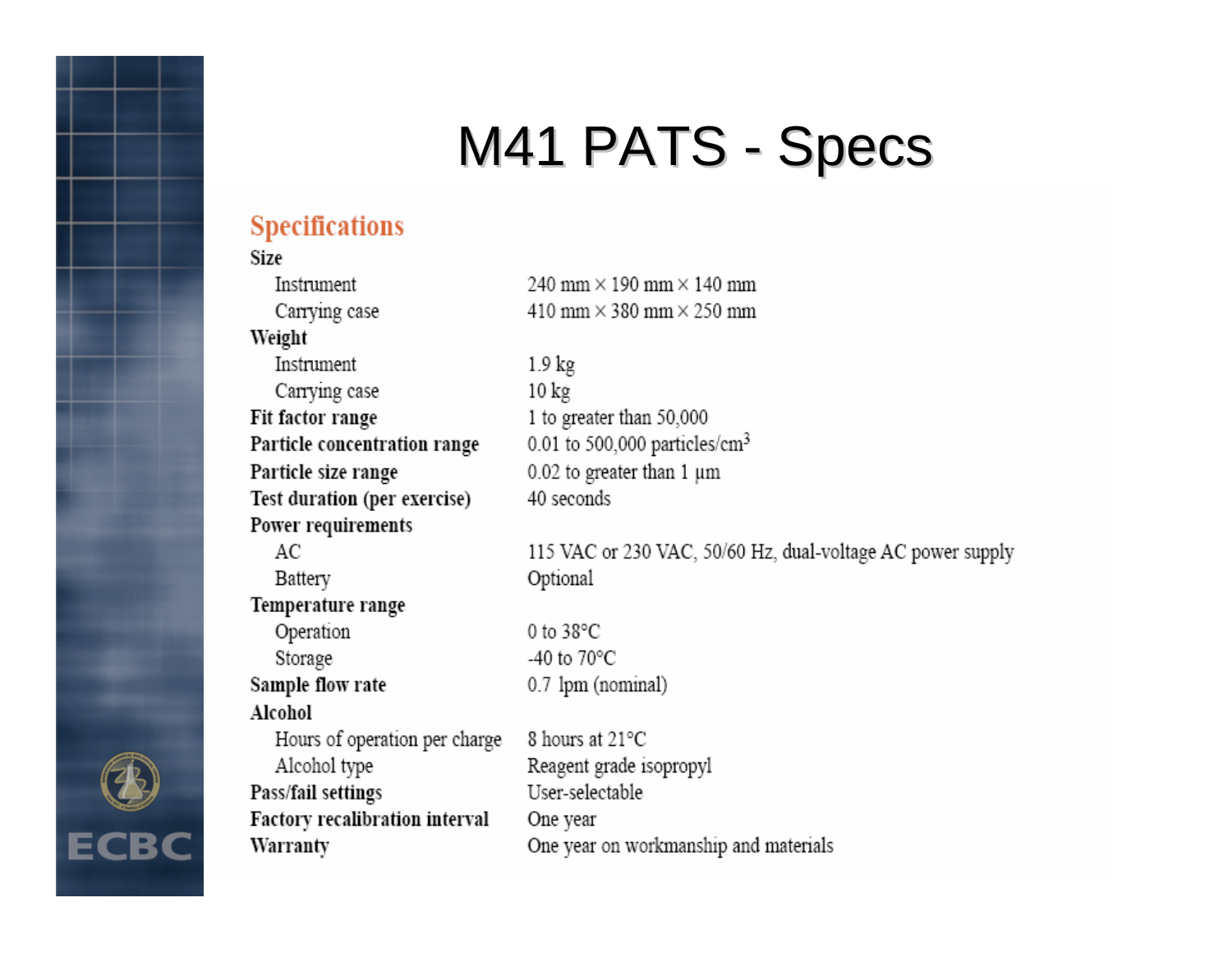# M41 PATS - Specs

## Specifications

| | |
|---|---|
| **Size** | |
| Instrument | 240 mm × 190 mm × 140 mm |
| Carrying case | 410 mm × 380 mm × 250 mm |
| **Weight** | |
| Instrument | 1.9 kg |
| Carrying case | 10 kg |
| **Fit factor range** | 1 to greater than 50,000 |
| **Particle concentration range** | 0.01 to 500,000 particles/cm$^3$ |
| **Particle size range** | 0.02 to greater than 1 µm |
| **Test duration (per exercise)** | 40 seconds |
| **Power requirements** | |
| AC | 115 VAC or 230 VAC, 50/60 Hz, dual-voltage AC power supply |
| Battery | Optional |
| **Temperature range** | |
| Operation | 0 to 38°C |
| Storage | -40 to 70°C |
| **Sample flow rate** | 0.7 lpm (nominal) |
| **Alcohol** | |
| Hours of operation per charge | 8 hours at 21°C |
| Alcohol type | Reagent grade isopropyl |
| **Pass/fail settings** | User-selectable |
| **Factory recalibration interval** | One year |
| **Warranty** | One year on workmanship and materials |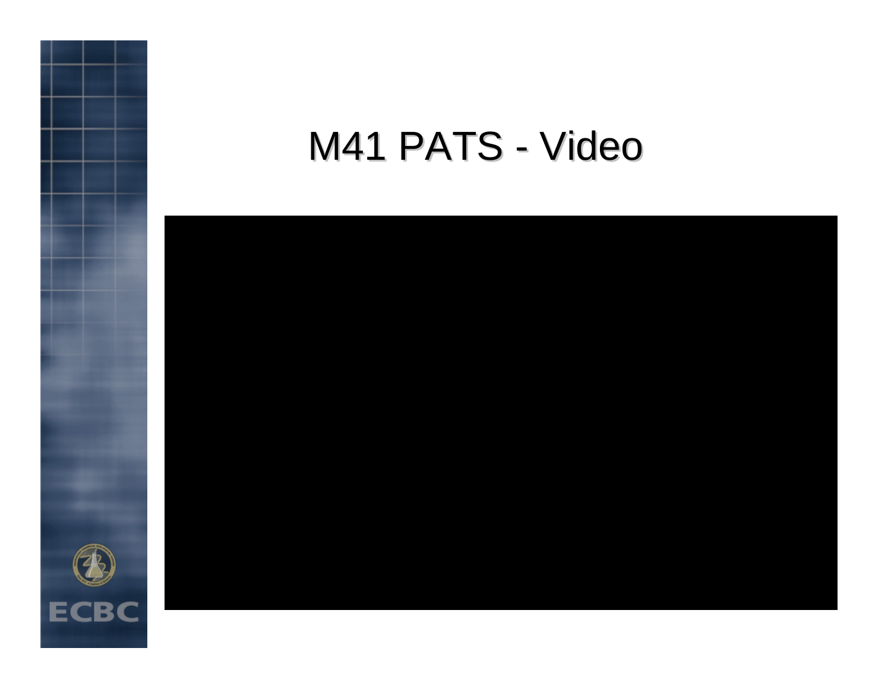# M41 PATS - Video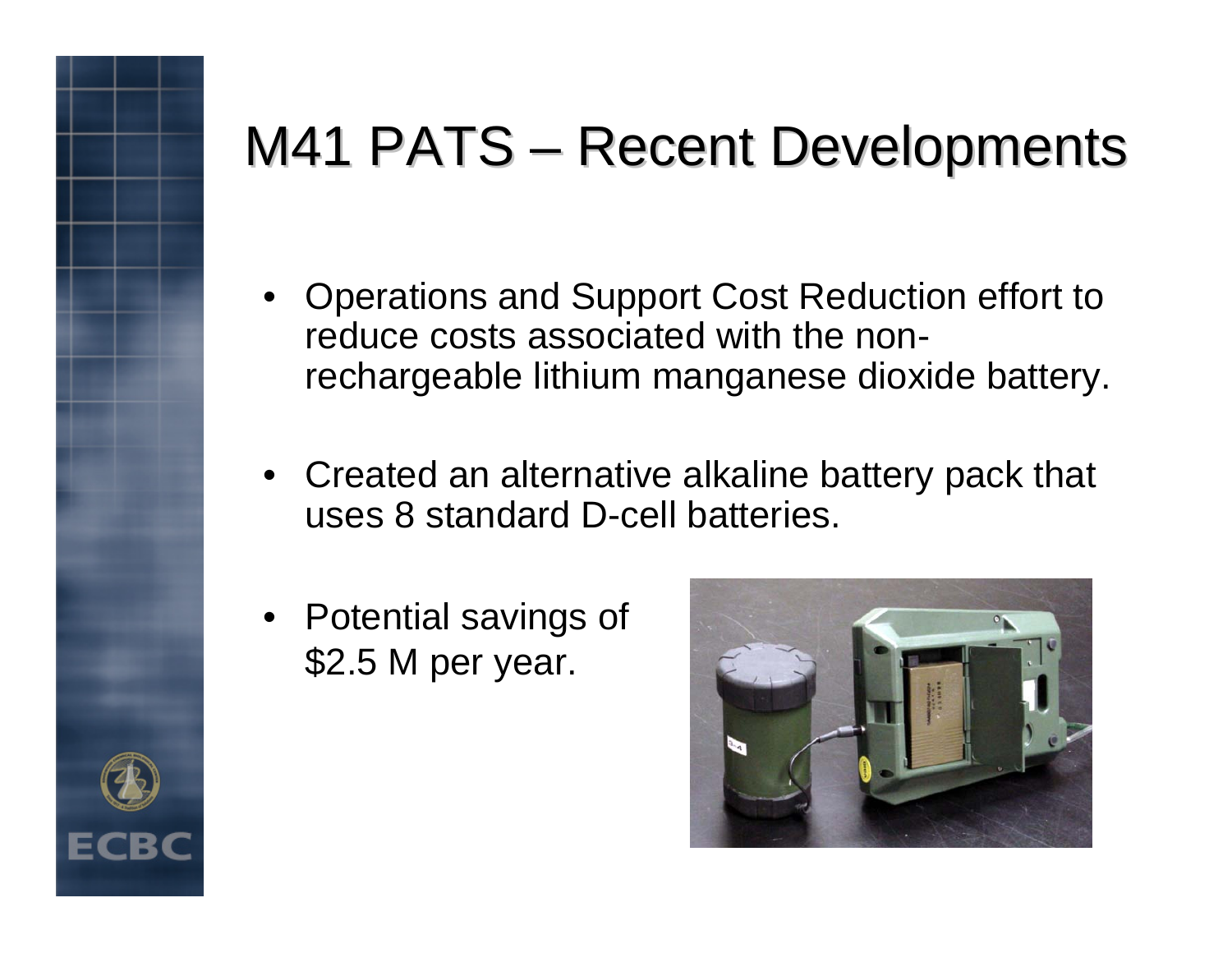# M41 PATS – Recent Developments

- Operations and Support Cost Reduction effort to reduce costs associated with the non-rechargeable lithium manganese dioxide battery.
- Created an alternative alkaline battery pack that uses 8 standard D-cell batteries.
- Potential savings of $2.5 M per year.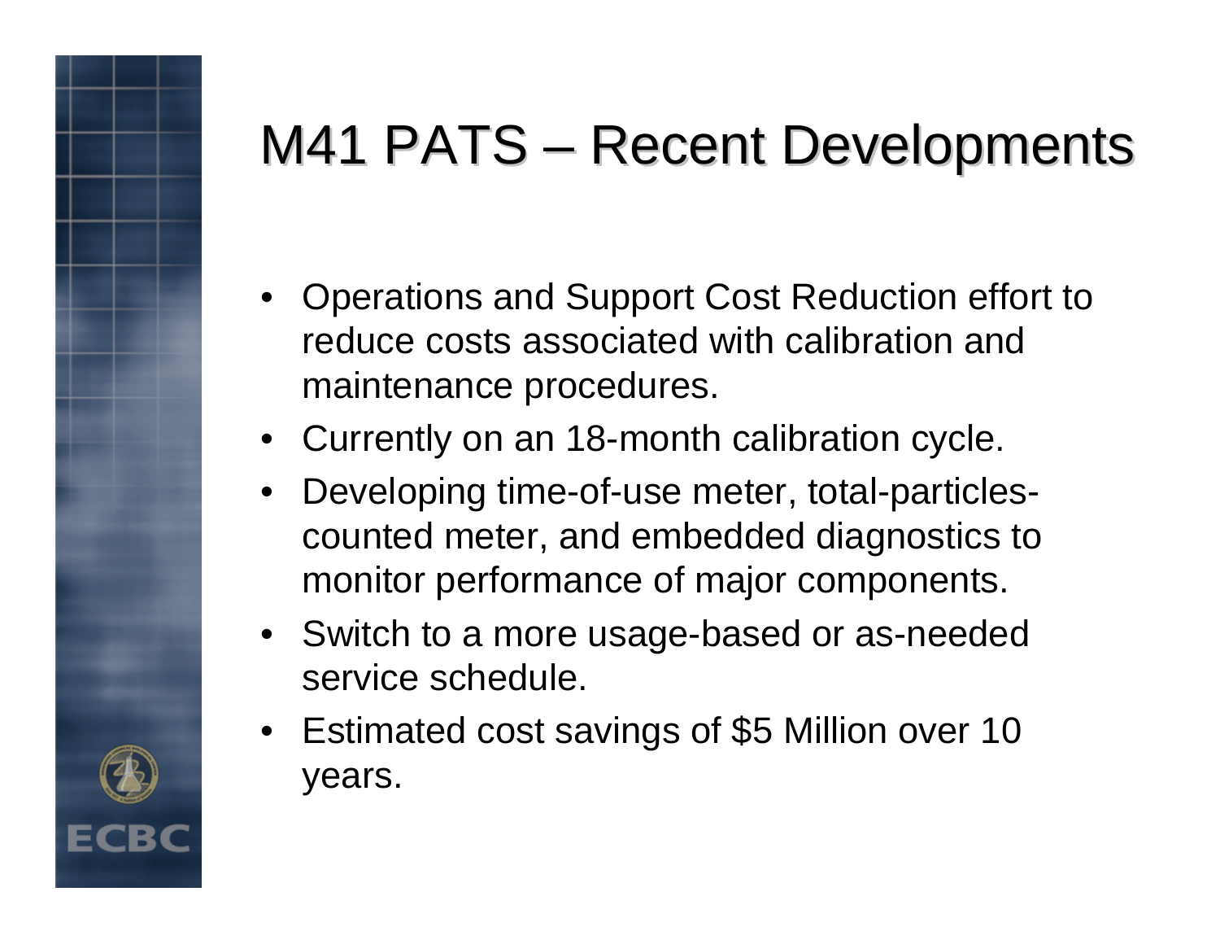# M41 PATS – Recent Developments

- Operations and Support Cost Reduction effort to reduce costs associated with calibration and maintenance procedures.
- Currently on an 18-month calibration cycle.
- Developing time-of-use meter, total-particles-counted meter, and embedded diagnostics to monitor performance of major components.
- Switch to a more usage-based or as-needed service schedule.
- Estimated cost savings of $5 Million over 10 years.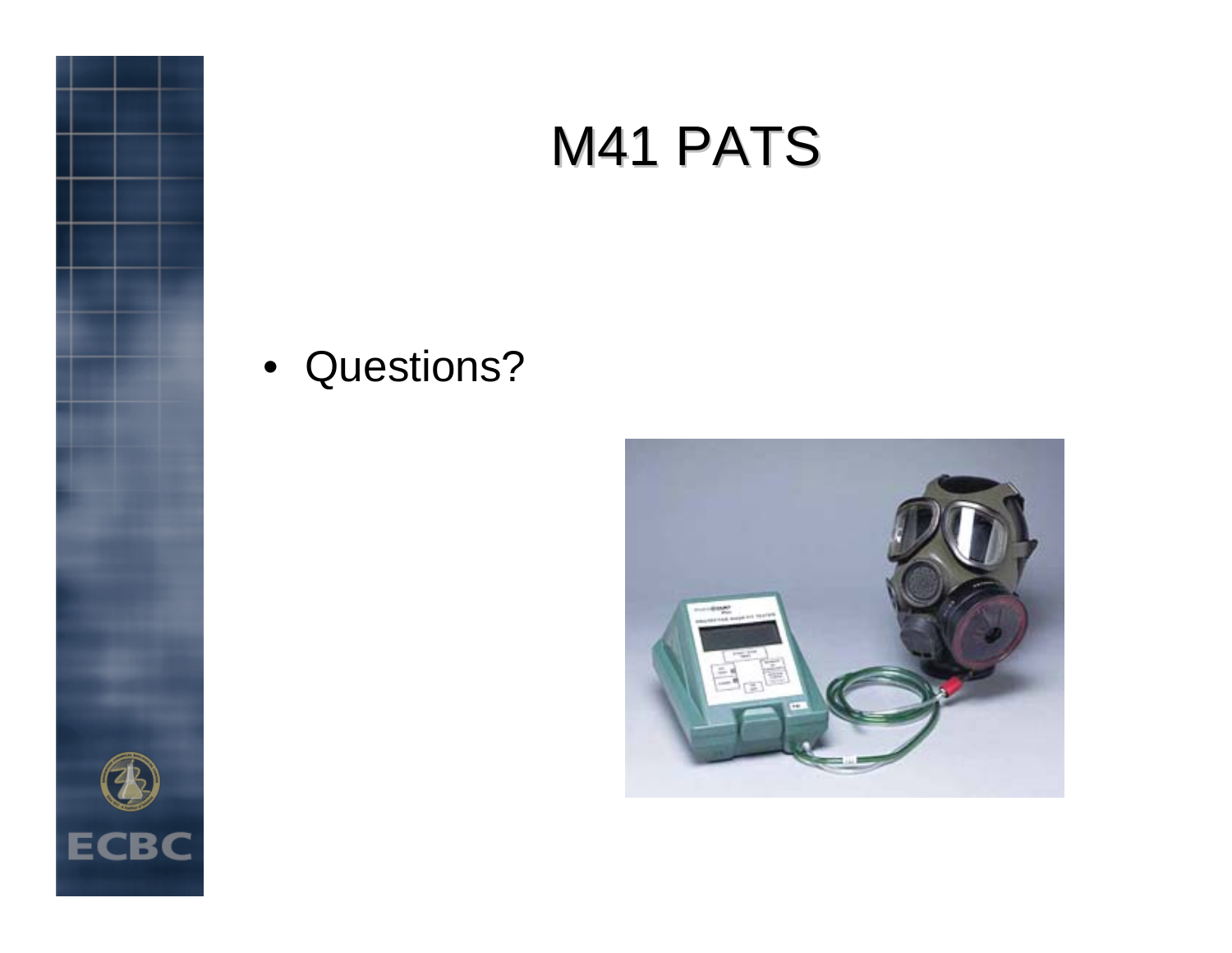# M41 PATS

- Questions?